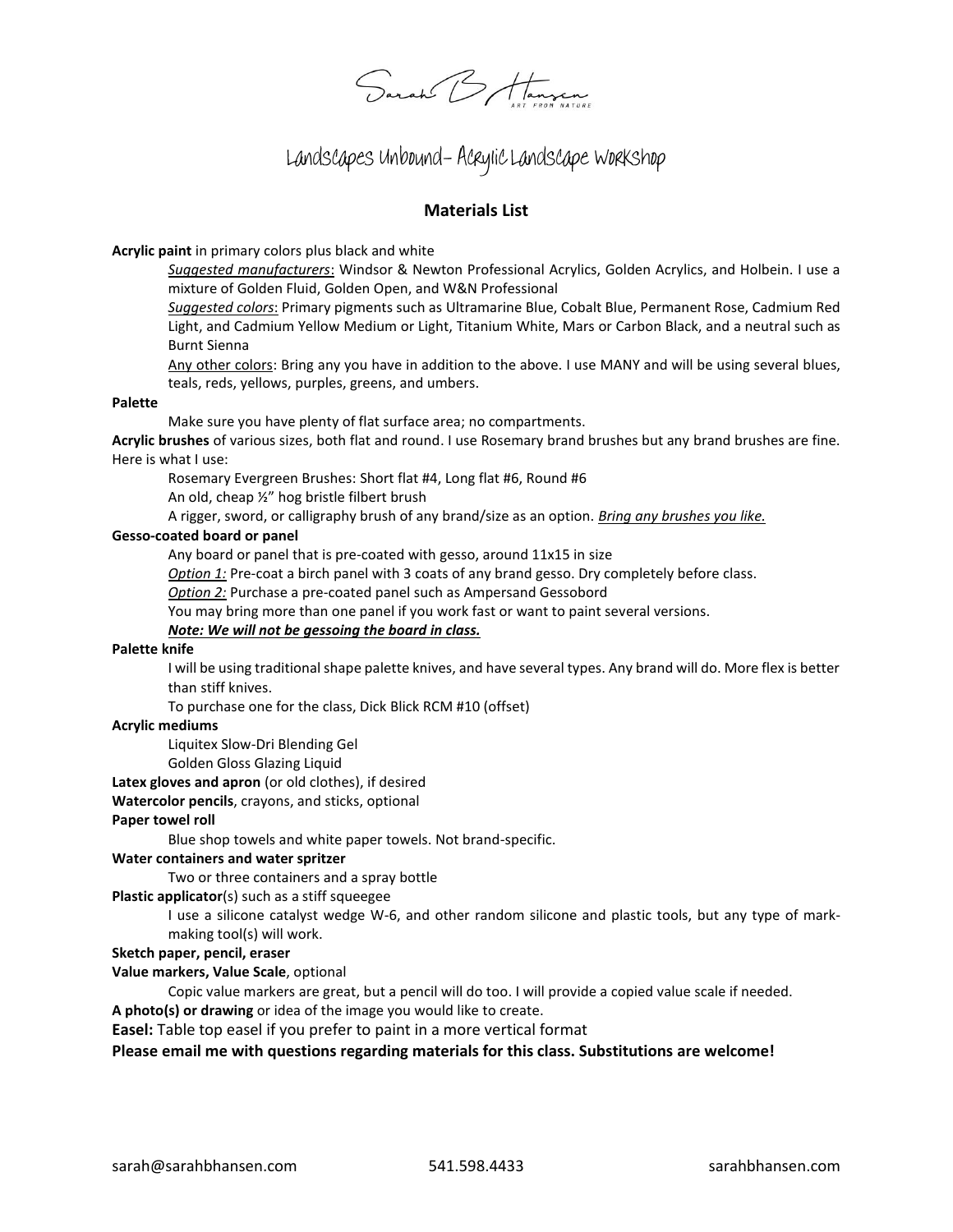Sarah B Hansen
ART FROM NATURE

# Landscapes Unbound– Acrylic Landscape Workshop

## Materials List

**Acrylic paint** in primary colors plus black and white

*Suggested manufacturers*: Windsor & Newton Professional Acrylics, Golden Acrylics, and Holbein. I use a mixture of Golden Fluid, Golden Open, and W&N Professional

*Suggested colors*: Primary pigments such as Ultramarine Blue, Cobalt Blue, Permanent Rose, Cadmium Red Light, and Cadmium Yellow Medium or Light, Titanium White, Mars or Carbon Black, and a neutral such as Burnt Sienna

Any other colors: Bring any you have in addition to the above. I use MANY and will be using several blues, teals, reds, yellows, purples, greens, and umbers.

**Palette**

Make sure you have plenty of flat surface area; no compartments.

**Acrylic brushes** of various sizes, both flat and round. I use Rosemary brand brushes but any brand brushes are fine. Here is what I use:

Rosemary Evergreen Brushes: Short flat #4, Long flat #6, Round #6

An old, cheap ½" hog bristle filbert brush

A rigger, sword, or calligraphy brush of any brand/size as an option. *Bring any brushes you like.*

**Gesso-coated board or panel**

Any board or panel that is pre-coated with gesso, around 11x15 in size

*Option 1:* Pre-coat a birch panel with 3 coats of any brand gesso. Dry completely before class.

*Option 2:* Purchase a pre-coated panel such as Ampersand Gessobord

You may bring more than one panel if you work fast or want to paint several versions.

***Note: We will not be gessoing the board in class.***

**Palette knife**

I will be using traditional shape palette knives, and have several types. Any brand will do. More flex is better than stiff knives.

To purchase one for the class, Dick Blick RCM #10 (offset)

**Acrylic mediums**

Liquitex Slow-Dri Blending Gel

Golden Gloss Glazing Liquid

**Latex gloves and apron** (or old clothes), if desired

**Watercolor pencils**, crayons, and sticks, optional

**Paper towel roll**

Blue shop towels and white paper towels. Not brand-specific.

**Water containers and water spritzer**

Two or three containers and a spray bottle

**Plastic applicator**(s) such as a stiff squeegee

I use a silicone catalyst wedge W-6, and other random silicone and plastic tools, but any type of mark-making tool(s) will work.

**Sketch paper, pencil, eraser**

**Value markers, Value Scale**, optional

Copic value markers are great, but a pencil will do too. I will provide a copied value scale if needed.

**A photo(s) or drawing** or idea of the image you would like to create.

**Easel:** Table top easel if you prefer to paint in a more vertical format

**Please email me with questions regarding materials for this class. Substitutions are welcome!**

sarah@sarahbhansen.com 541.598.4433 sarahbhansen.com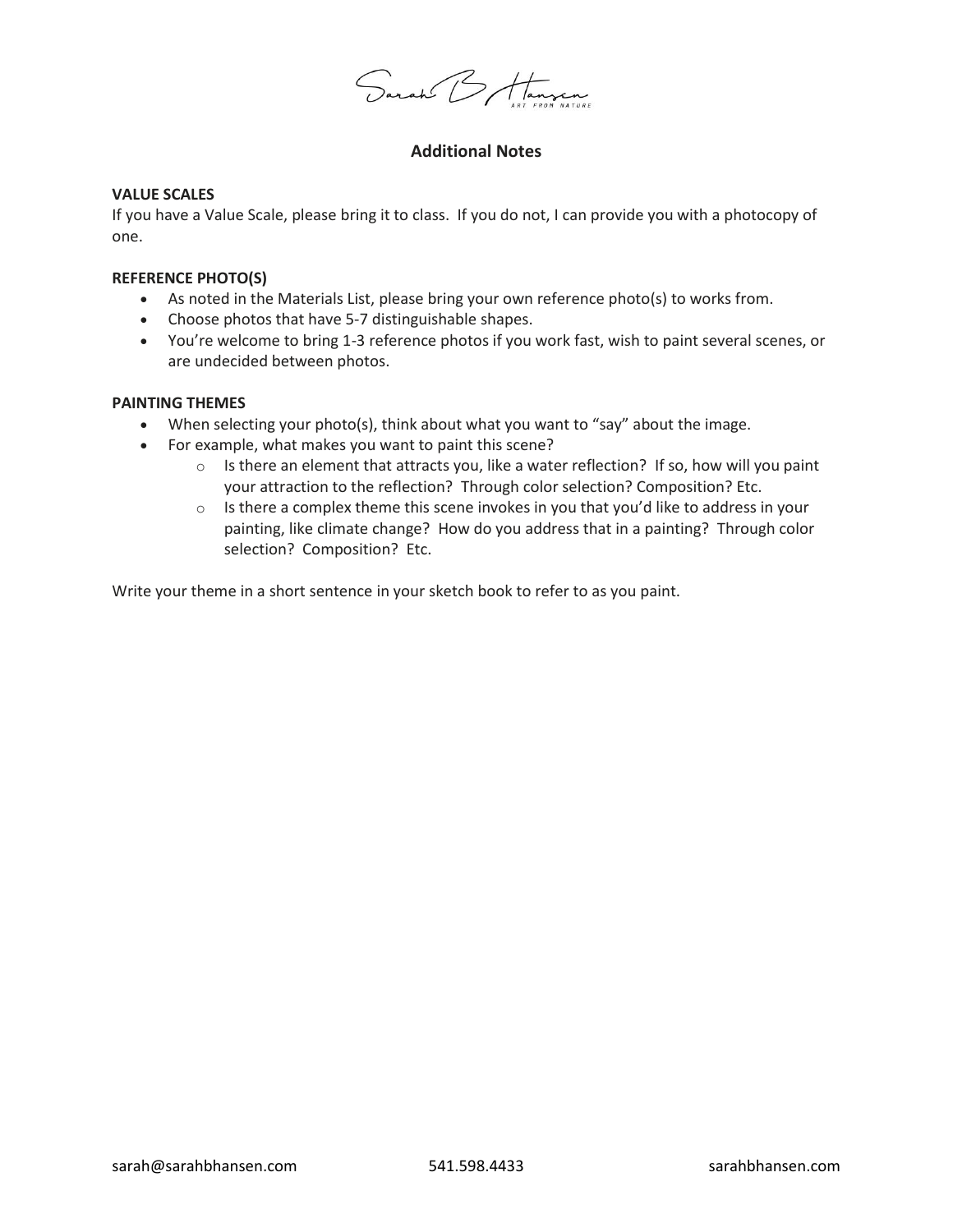## Additional Notes

**VALUE SCALES**

If you have a Value Scale, please bring it to class. If you do not, I can provide you with a photocopy of one.

**REFERENCE PHOTO(S)**

- As noted in the Materials List, please bring your own reference photo(s) to works from.
- Choose photos that have 5-7 distinguishable shapes.
- You're welcome to bring 1-3 reference photos if you work fast, wish to paint several scenes, or are undecided between photos.

**PAINTING THEMES**

- When selecting your photo(s), think about what you want to "say" about the image.
- For example, what makes you want to paint this scene?
    - Is there an element that attracts you, like a water reflection? If so, how will you paint your attraction to the reflection? Through color selection? Composition? Etc.
    - Is there a complex theme this scene invokes in you that you'd like to address in your painting, like climate change? How do you address that in a painting? Through color selection? Composition? Etc.

Write your theme in a short sentence in your sketch book to refer to as you paint.